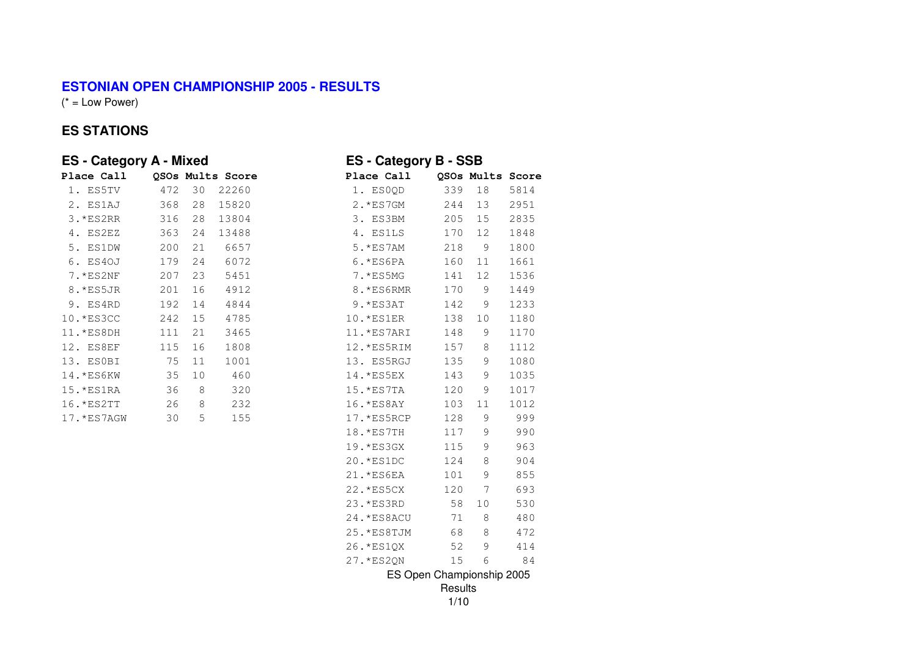# ESTONIAN OPEN CHAMPIONSHIP 2005 - RESULTS

(* = Low Power)

## ES STATIONS

### ES - Category A - Mixed

| Place | Call | QSOs | Mults | Score |
|---|---|---|---|---|
| 1. | ES5TV | 472 | 30 | 22260 |
| 2. | ES1AJ | 368 | 28 | 15820 |
| 3. | *ES2RR | 316 | 28 | 13804 |
| 4. | ES2EZ | 363 | 24 | 13488 |
| 5. | ES1DW | 200 | 21 | 6657 |
| 6. | ES4OJ | 179 | 24 | 6072 |
| 7. | *ES2NF | 207 | 23 | 5451 |
| 8. | *ES5JR | 201 | 16 | 4912 |
| 9. | ES4RD | 192 | 14 | 4844 |
| 10. | *ES3CC | 242 | 15 | 4785 |
| 11. | *ES8DH | 111 | 21 | 3465 |
| 12. | ES8EF | 115 | 16 | 1808 |
| 13. | ES0BI | 75 | 11 | 1001 |
| 14. | *ES6KW | 35 | 10 | 460 |
| 15. | *ES1RA | 36 | 8 | 320 |
| 16. | *ES2TT | 26 | 8 | 232 |
| 17. | *ES7AGW | 30 | 5 | 155 |

### ES - Category B - SSB

| Place | Call | QSOs | Mults | Score |
|---|---|---|---|---|
| 1. | ES0QD | 339 | 18 | 5814 |
| 2. | *ES7GM | 244 | 13 | 2951 |
| 3. | ES3BM | 205 | 15 | 2835 |
| 4. | ES1LS | 170 | 12 | 1848 |
| 5. | *ES7AM | 218 | 9 | 1800 |
| 6. | *ES6PA | 160 | 11 | 1661 |
| 7. | *ES5MG | 141 | 12 | 1536 |
| 8. | *ES6RMR | 170 | 9 | 1449 |
| 9. | *ES3AT | 142 | 9 | 1233 |
| 10. | *ES1ER | 138 | 10 | 1180 |
| 11. | *ES7ARI | 148 | 9 | 1170 |
| 12. | *ES5RIM | 157 | 8 | 1112 |
| 13. | ES5RGJ | 135 | 9 | 1080 |
| 14. | *ES5EX | 143 | 9 | 1035 |
| 15. | *ES7TA | 120 | 9 | 1017 |
| 16. | *ES8AY | 103 | 11 | 1012 |
| 17. | *ES5RCP | 128 | 9 | 999 |
| 18. | *ES7TH | 117 | 9 | 990 |
| 19. | *ES3GX | 115 | 9 | 963 |
| 20. | *ES1DC | 124 | 8 | 904 |
| 21. | *ES6EA | 101 | 9 | 855 |
| 22. | *ES5CX | 120 | 7 | 693 |
| 23. | *ES3RD | 58 | 10 | 530 |
| 24. | *ES8ACU | 71 | 8 | 480 |
| 25. | *ES8TJM | 68 | 8 | 472 |
| 26. | *ES1QX | 52 | 9 | 414 |
| 27. | *ES2QN | 15 | 6 | 84 |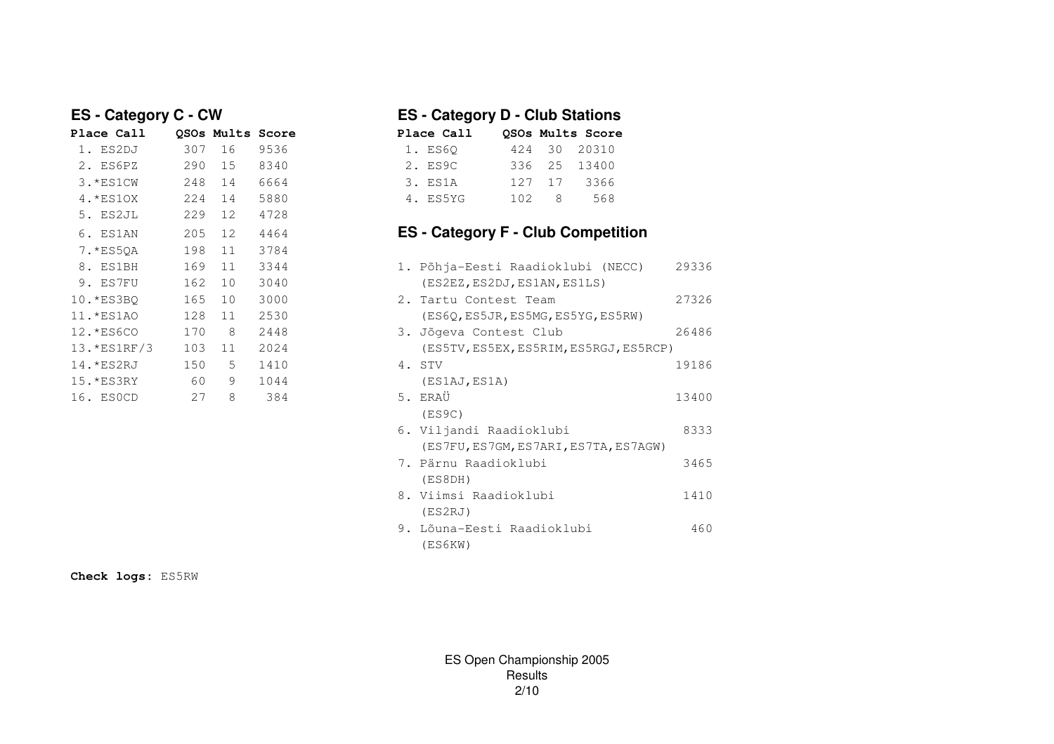## ES - Category C - CW

| Place | Call | QSOs | Mults | Score |
|---|---|---|---|---|
| 1. | ES2DJ | 307 | 16 | 9536 |
| 2. | ES6PZ | 290 | 15 | 8340 |
| 3. | *ES1CW | 248 | 14 | 6664 |
| 4. | *ES1OX | 224 | 14 | 5880 |
| 5. | ES2JL | 229 | 12 | 4728 |
| 6. | ES1AN | 205 | 12 | 4464 |
| 7. | *ES5QA | 198 | 11 | 3784 |
| 8. | ES1BH | 169 | 11 | 3344 |
| 9. | ES7FU | 162 | 10 | 3040 |
| 10. | *ES3BQ | 165 | 10 | 3000 |
| 11. | *ES1AO | 128 | 11 | 2530 |
| 12. | *ES6CO | 170 | 8 | 2448 |
| 13. | *ES1RF/3 | 103 | 11 | 2024 |
| 14. | *ES2RJ | 150 | 5 | 1410 |
| 15. | *ES3RY | 60 | 9 | 1044 |
| 16. | ES0CD | 27 | 8 | 384 |

**Check logs:** ES5RW

## ES - Category D - Club Stations

| Place | Call | QSOs | Mults | Score |
|---|---|---|---|---|
| 1. | ES6Q | 424 | 30 | 20310 |
| 2. | ES9C | 336 | 25 | 13400 |
| 3. | ES1A | 127 | 17 | 3366 |
| 4. | ES5YG | 102 | 8 | 568 |

## ES - Category F - Club Competition

| Place | Club | Score |
|---|---|---|
| 1. | Põhja-Eesti Raadioklubi (NECC) (ES2EZ,ES2DJ,ES1AN,ES1LS) | 29336 |
| 2. | Tartu Contest Team (ES6Q,ES5JR,ES5MG,ES5YG,ES5RW) | 27326 |
| 3. | Jõgeva Contest Club (ES5TV,ES5EX,ES5RIM,ES5RGJ,ES5RCP) | 26486 |
| 4. | STV (ES1AJ,ES1A) | 19186 |
| 5. | ERAÜ (ES9C) | 13400 |
| 6. | Viljandi Raadioklubi (ES7FU,ES7GM,ES7ARI,ES7TA,ES7AGW) | 8333 |
| 7. | Pärnu Raadioklubi (ES8DH) | 3465 |
| 8. | Viimsi Raadioklubi (ES2RJ) | 1410 |
| 9. | Lõuna-Eesti Raadioklubi (ES6KW) | 460 |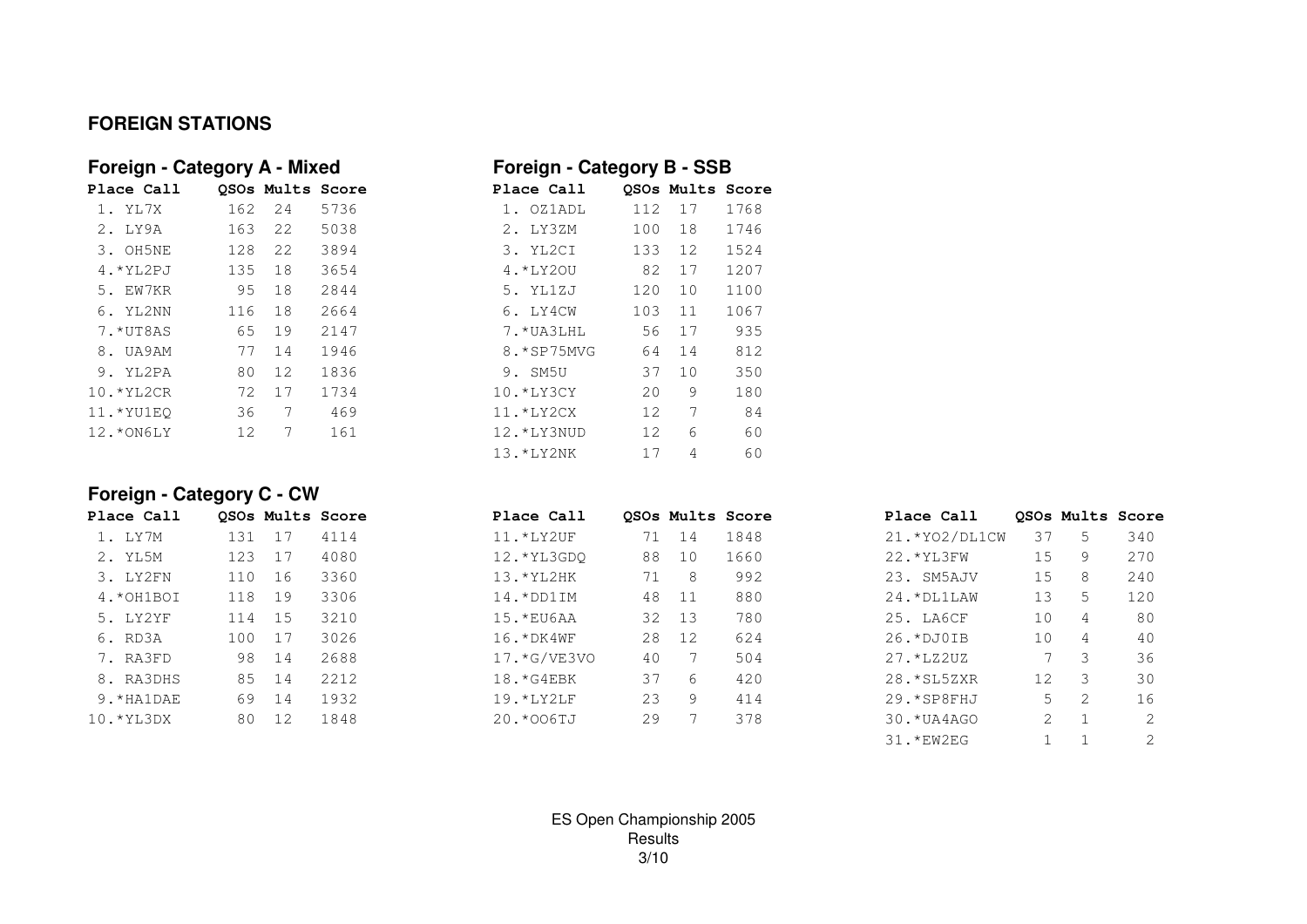## FOREIGN STATIONS

### Foreign - Category A - Mixed

| Place | Call | QSOs | Mults | Score |
|---|---|---|---|---|
| 1. | YL7X | 162 | 24 | 5736 |
| 2. | LY9A | 163 | 22 | 5038 |
| 3. | OH5NE | 128 | 22 | 3894 |
| 4. | *YL2PJ | 135 | 18 | 3654 |
| 5. | EW7KR | 95 | 18 | 2844 |
| 6. | YL2NN | 116 | 18 | 2664 |
| 7. | *UT8AS | 65 | 19 | 2147 |
| 8. | UA9AM | 77 | 14 | 1946 |
| 9. | YL2PA | 80 | 12 | 1836 |
| 10. | *YL2CR | 72 | 17 | 1734 |
| 11. | *YU1EQ | 36 | 7 | 469 |
| 12. | *ON6LY | 12 | 7 | 161 |

### Foreign - Category B - SSB

| Place | Call | QSOs | Mults | Score |
|---|---|---|---|---|
| 1. | OZ1ADL | 112 | 17 | 1768 |
| 2. | LY3ZM | 100 | 18 | 1746 |
| 3. | YL2CI | 133 | 12 | 1524 |
| 4. | *LY2OU | 82 | 17 | 1207 |
| 5. | YL1ZJ | 120 | 10 | 1100 |
| 6. | LY4CW | 103 | 11 | 1067 |
| 7. | *UA3LHL | 56 | 17 | 935 |
| 8. | *SP75MVG | 64 | 14 | 812 |
| 9. | SM5U | 37 | 10 | 350 |
| 10. | *LY3CY | 20 | 9 | 180 |
| 11. | *LY2CX | 12 | 7 | 84 |
| 12. | *LY3NUD | 12 | 6 | 60 |
| 13. | *LY2NK | 17 | 4 | 60 |

### Foreign - Category C - CW

| Place | Call | QSOs | Mults | Score |
|---|---|---|---|---|
| 1. | LY7M | 131 | 17 | 4114 |
| 2. | YL5M | 123 | 17 | 4080 |
| 3. | LY2FN | 110 | 16 | 3360 |
| 4. | *OH1BOI | 118 | 19 | 3306 |
| 5. | LY2YF | 114 | 15 | 3210 |
| 6. | RD3A | 100 | 17 | 3026 |
| 7. | RA3FD | 98 | 14 | 2688 |
| 8. | RA3DHS | 85 | 14 | 2212 |
| 9. | *HA1DAE | 69 | 14 | 1932 |
| 10. | *YL3DX | 80 | 12 | 1848 |
| 11. | *LY2UF | 71 | 14 | 1848 |
| 12. | *YL3GDQ | 88 | 10 | 1660 |
| 13. | *YL2HK | 71 | 8 | 992 |
| 14. | *DD1IM | 48 | 11 | 880 |
| 15. | *EU6AA | 32 | 13 | 780 |
| 16. | *DK4WF | 28 | 12 | 624 |
| 17. | *G/VE3VO | 40 | 7 | 504 |
| 18. | *G4EBK | 37 | 6 | 420 |
| 19. | *LY2LF | 23 | 9 | 414 |
| 20. | *OO6TJ | 29 | 7 | 378 |
| 21. | *YO2/DL1CW | 37 | 5 | 340 |
| 22. | *YL3FW | 15 | 9 | 270 |
| 23. | SM5AJV | 15 | 8 | 240 |
| 24. | *DL1LAW | 13 | 5 | 120 |
| 25. | LA6CF | 10 | 4 | 80 |
| 26. | *DJ0IB | 10 | 4 | 40 |
| 27. | *LZ2UZ | 7 | 3 | 36 |
| 28. | *SL5ZXR | 12 | 3 | 30 |
| 29. | *SP8FHJ | 5 | 2 | 16 |
| 30. | *UA4AGO | 2 | 1 | 2 |
| 31. | *EW2EG | 1 | 1 | 2 |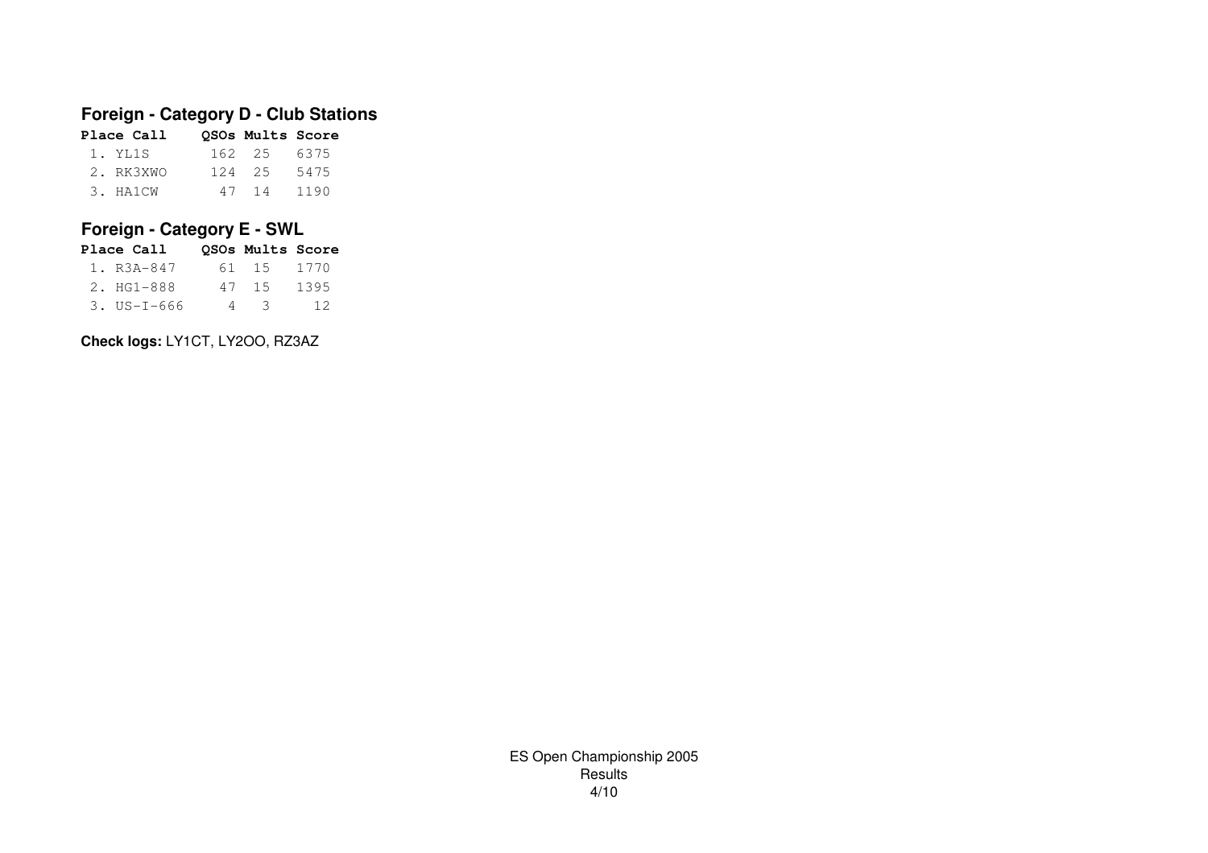## Foreign - Category D - Club Stations

| Place | Call | QSOs | Mults | Score |
|---|---|---|---|---|
| 1. | YL1S | 162 | 25 | 6375 |
| 2. | RK3XWO | 124 | 25 | 5475 |
| 3. | HA1CW | 47 | 14 | 1190 |

## Foreign - Category E - SWL

| Place | Call | QSOs | Mults | Score |
|---|---|---|---|---|
| 1. | R3A-847 | 61 | 15 | 1770 |
| 2. | HG1-888 | 47 | 15 | 1395 |
| 3. | US-I-666 | 4 | 3 | 12 |

**Check logs:** LY1CT, LY2OO, RZ3AZ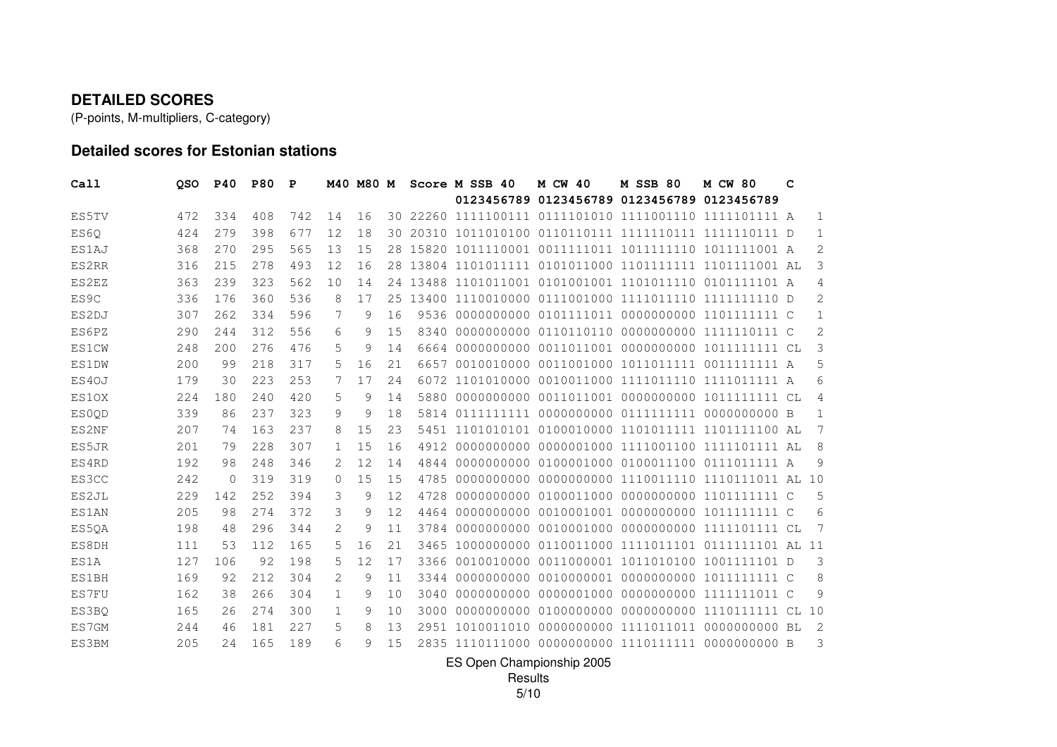## DETAILED SCORES

(P-points, M-multipliers, C-category)

### Detailed scores for Estonian stations

| Call | QSO | P40 | P80 | P | M40 | M80 | M | Score | M SSB 40 | M CW 40 | M SSB 80 | M CW 80 | C | |
|---|---|---|---|---|---|---|---|---|---|---|---|---|---|---|
| | | | | | | | | | 0123456789 | 0123456789 | 0123456789 | 0123456789 | | |
| ES5TV | 472 | 334 | 408 | 742 | 14 | 16 | 30 | 22260 | 1111100111 | 0111101010 | 1111001110 | 1111101111 | A | 1 |
| ES6Q | 424 | 279 | 398 | 677 | 12 | 18 | 30 | 20310 | 1011010100 | 0110110111 | 1111110111 | 1111110111 | D | 1 |
| ES1AJ | 368 | 270 | 295 | 565 | 13 | 15 | 28 | 15820 | 1011110001 | 0011111011 | 1011111110 | 1011111001 | A | 2 |
| ES2RR | 316 | 215 | 278 | 493 | 12 | 16 | 28 | 13804 | 1101011111 | 0101011000 | 1101111111 | 1101111001 | AL | 3 |
| ES2EZ | 363 | 239 | 323 | 562 | 10 | 14 | 24 | 13488 | 1101011001 | 0101001001 | 1101011110 | 0101111101 | A | 4 |
| ES9C | 336 | 176 | 360 | 536 | 8 | 17 | 25 | 13400 | 1110010000 | 0111001000 | 1111011110 | 1111111110 | D | 2 |
| ES2DJ | 307 | 262 | 334 | 596 | 7 | 9 | 16 | 9536 | 0000000000 | 0101111011 | 0000000000 | 1101111111 | C | 1 |
| ES6PZ | 290 | 244 | 312 | 556 | 6 | 9 | 15 | 8340 | 0000000000 | 0110110110 | 0000000000 | 1111110111 | C | 2 |
| ES1CW | 248 | 200 | 276 | 476 | 5 | 9 | 14 | 6664 | 0000000000 | 0011011001 | 0000000000 | 1011111111 | CL | 3 |
| ES1DW | 200 | 99 | 218 | 317 | 5 | 16 | 21 | 6657 | 0010010000 | 0011001000 | 1011011111 | 0011111111 | A | 5 |
| ES4OJ | 179 | 30 | 223 | 253 | 7 | 17 | 24 | 6072 | 1101010000 | 0010011000 | 1111011110 | 1111011111 | A | 6 |
| ES1OX | 224 | 180 | 240 | 420 | 5 | 9 | 14 | 5880 | 0000000000 | 0011011001 | 0000000000 | 1011111111 | CL | 4 |
| ES0QD | 339 | 86 | 237 | 323 | 9 | 9 | 18 | 5814 | 0111111111 | 0000000000 | 0111111111 | 0000000000 | B | 1 |
| ES2NF | 207 | 74 | 163 | 237 | 8 | 15 | 23 | 5451 | 1101010101 | 0100010000 | 1101011111 | 1101111100 | AL | 7 |
| ES5JR | 201 | 79 | 228 | 307 | 1 | 15 | 16 | 4912 | 0000000000 | 0000001000 | 1111001100 | 1111101111 | AL | 8 |
| ES4RD | 192 | 98 | 248 | 346 | 2 | 12 | 14 | 4844 | 0000000000 | 0100001000 | 0100011100 | 0111011111 | A | 9 |
| ES3CC | 242 | 0 | 319 | 319 | 0 | 15 | 15 | 4785 | 0000000000 | 0000000000 | 1110011110 | 1110111011 | AL | 10 |
| ES2JL | 229 | 142 | 252 | 394 | 3 | 9 | 12 | 4728 | 0000000000 | 0100011000 | 0000000000 | 1101111111 | C | 5 |
| ES1AN | 205 | 98 | 274 | 372 | 3 | 9 | 12 | 4464 | 0000000000 | 0010001001 | 0000000000 | 1011111111 | C | 6 |
| ES5QA | 198 | 48 | 296 | 344 | 2 | 9 | 11 | 3784 | 0000000000 | 0010001000 | 0000000000 | 1111101111 | CL | 7 |
| ES8DH | 111 | 53 | 112 | 165 | 5 | 16 | 21 | 3465 | 1000000000 | 0110011000 | 1111011101 | 0111111101 | AL | 11 |
| ES1A | 127 | 106 | 92 | 198 | 5 | 12 | 17 | 3366 | 0010010000 | 0011000001 | 1011010100 | 1001111101 | D | 3 |
| ES1BH | 169 | 92 | 212 | 304 | 2 | 9 | 11 | 3344 | 0000000000 | 0010000001 | 0000000000 | 1011111111 | C | 8 |
| ES7FU | 162 | 38 | 266 | 304 | 1 | 9 | 10 | 3040 | 0000000000 | 0000001000 | 0000000000 | 1111111011 | C | 9 |
| ES3BQ | 165 | 26 | 274 | 300 | 1 | 9 | 10 | 3000 | 0000000000 | 0100000000 | 0000000000 | 1110111111 | CL | 10 |
| ES7GM | 244 | 46 | 181 | 227 | 5 | 8 | 13 | 2951 | 1010011010 | 0000000000 | 1111011011 | 0000000000 | BL | 2 |
| ES3BM | 205 | 24 | 165 | 189 | 6 | 9 | 15 | 2835 | 1110111000 | 0000000000 | 1110111111 | 0000000000 | B | 3 |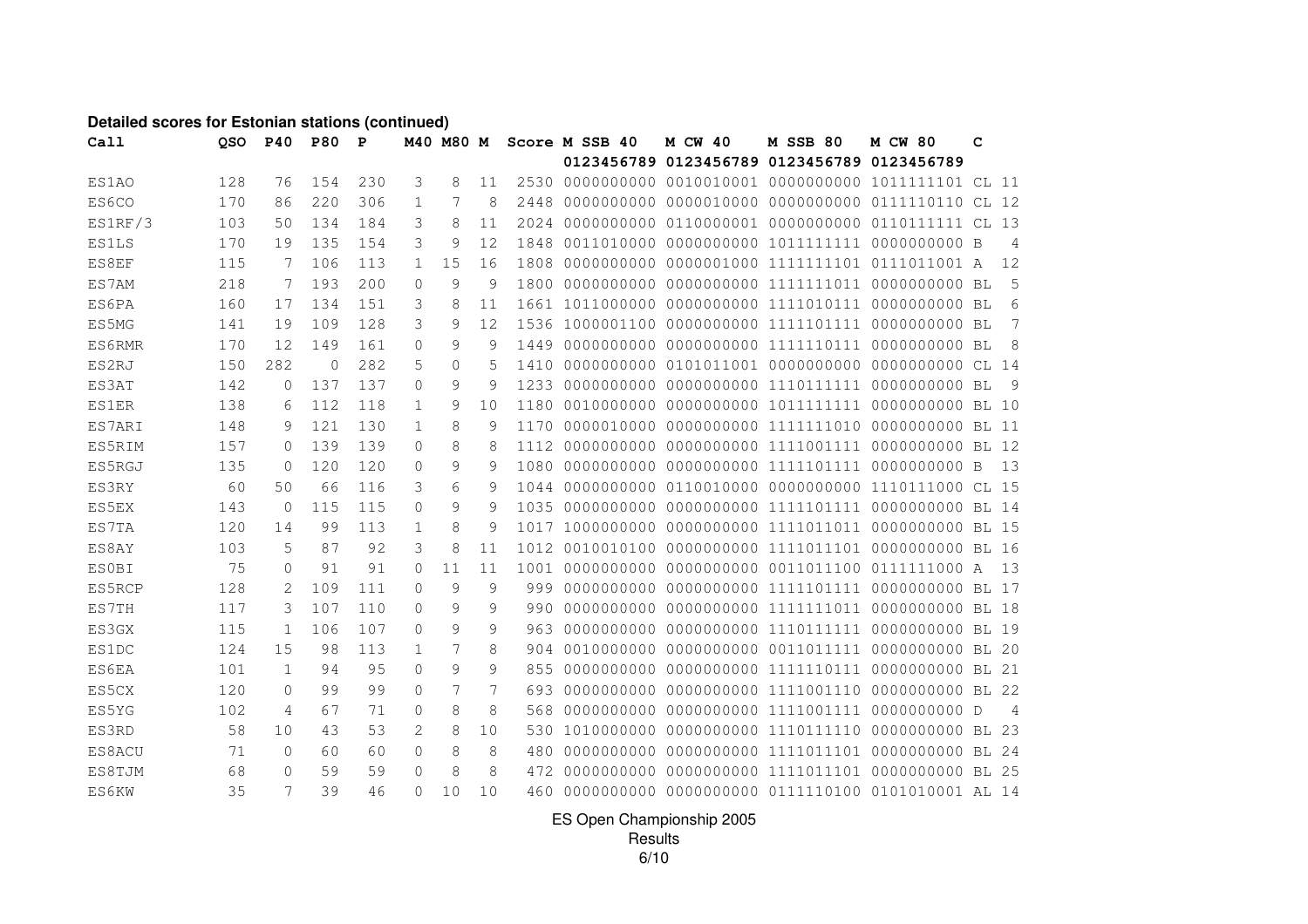**Detailed scores for Estonian stations (continued)**

| Call | QSO | P40 | P80 | P | M40 | M80 | M | Score | M SSB 40 | M CW 40 | M SSB 80 | M CW 80 | C | |
|---|---|---|---|---|---|---|---|---|---|---|---|---|---|---|
| | | | | | | | | | 0123456789 | 0123456789 | 0123456789 | 0123456789 | | |
| ES1AO | 128 | 76 | 154 | 230 | 3 | 8 | 11 | 2530 | 0000000000 | 0010010001 | 0000000000 | 1011111101 | CL | 11 |
| ES6CO | 170 | 86 | 220 | 306 | 1 | 7 | 8 | 2448 | 0000000000 | 0000010000 | 0000000000 | 0111110110 | CL | 12 |
| ES1RF/3 | 103 | 50 | 134 | 184 | 3 | 8 | 11 | 2024 | 0000000000 | 0110000001 | 0000000000 | 0110111111 | CL | 13 |
| ES1LS | 170 | 19 | 135 | 154 | 3 | 9 | 12 | 1848 | 0011010000 | 0000000000 | 1011111111 | 0000000000 | B | 4 |
| ES8EF | 115 | 7 | 106 | 113 | 1 | 15 | 16 | 1808 | 0000000000 | 0000001000 | 1111111101 | 0111011001 | A | 12 |
| ES7AM | 218 | 7 | 193 | 200 | 0 | 9 | 9 | 1800 | 0000000000 | 0000000000 | 1111111011 | 0000000000 | BL | 5 |
| ES6PA | 160 | 17 | 134 | 151 | 3 | 8 | 11 | 1661 | 1011000000 | 0000000000 | 1111010111 | 0000000000 | BL | 6 |
| ES5MG | 141 | 19 | 109 | 128 | 3 | 9 | 12 | 1536 | 1000001100 | 0000000000 | 1111101111 | 0000000000 | BL | 7 |
| ES6RMR | 170 | 12 | 149 | 161 | 0 | 9 | 9 | 1449 | 0000000000 | 0000000000 | 1111110111 | 0000000000 | BL | 8 |
| ES2RJ | 150 | 282 | 0 | 282 | 5 | 0 | 5 | 1410 | 0000000000 | 0101011001 | 0000000000 | 0000000000 | CL | 14 |
| ES3AT | 142 | 0 | 137 | 137 | 0 | 9 | 9 | 1233 | 0000000000 | 0000000000 | 1110111111 | 0000000000 | BL | 9 |
| ES1ER | 138 | 6 | 112 | 118 | 1 | 9 | 10 | 1180 | 0010000000 | 0000000000 | 1011111111 | 0000000000 | BL | 10 |
| ES7ARI | 148 | 9 | 121 | 130 | 1 | 8 | 9 | 1170 | 0000010000 | 0000000000 | 1111111010 | 0000000000 | BL | 11 |
| ES5RIM | 157 | 0 | 139 | 139 | 0 | 8 | 8 | 1112 | 0000000000 | 0000000000 | 1111001111 | 0000000000 | BL | 12 |
| ES5RGJ | 135 | 0 | 120 | 120 | 0 | 9 | 9 | 1080 | 0000000000 | 0000000000 | 1111101111 | 0000000000 | B | 13 |
| ES3RY | 60 | 50 | 66 | 116 | 3 | 6 | 9 | 1044 | 0000000000 | 0110010000 | 0000000000 | 1110111000 | CL | 15 |
| ES5EX | 143 | 0 | 115 | 115 | 0 | 9 | 9 | 1035 | 0000000000 | 0000000000 | 1111101111 | 0000000000 | BL | 14 |
| ES7TA | 120 | 14 | 99 | 113 | 1 | 8 | 9 | 1017 | 1000000000 | 0000000000 | 1111011011 | 0000000000 | BL | 15 |
| ES8AY | 103 | 5 | 87 | 92 | 3 | 8 | 11 | 1012 | 0010010100 | 0000000000 | 1111011101 | 0000000000 | BL | 16 |
| ES0BI | 75 | 0 | 91 | 91 | 0 | 11 | 11 | 1001 | 0000000000 | 0000000000 | 0011011100 | 0111111000 | A | 13 |
| ES5RCP | 128 | 2 | 109 | 111 | 0 | 9 | 9 | 999 | 0000000000 | 0000000000 | 1111101111 | 0000000000 | BL | 17 |
| ES7TH | 117 | 3 | 107 | 110 | 0 | 9 | 9 | 990 | 0000000000 | 0000000000 | 1111111011 | 0000000000 | BL | 18 |
| ES3GX | 115 | 1 | 106 | 107 | 0 | 9 | 9 | 963 | 0000000000 | 0000000000 | 1110111111 | 0000000000 | BL | 19 |
| ES1DC | 124 | 15 | 98 | 113 | 1 | 7 | 8 | 904 | 0010000000 | 0000000000 | 0011011111 | 0000000000 | BL | 20 |
| ES6EA | 101 | 1 | 94 | 95 | 0 | 9 | 9 | 855 | 0000000000 | 0000000000 | 1111110111 | 0000000000 | BL | 21 |
| ES5CX | 120 | 0 | 99 | 99 | 0 | 7 | 7 | 693 | 0000000000 | 0000000000 | 1111001110 | 0000000000 | BL | 22 |
| ES5YG | 102 | 4 | 67 | 71 | 0 | 8 | 8 | 568 | 0000000000 | 0000000000 | 1111001111 | 0000000000 | D | 4 |
| ES3RD | 58 | 10 | 43 | 53 | 2 | 8 | 10 | 530 | 1010000000 | 0000000000 | 1110111110 | 0000000000 | BL | 23 |
| ES8ACU | 71 | 0 | 60 | 60 | 0 | 8 | 8 | 480 | 0000000000 | 0000000000 | 1111011101 | 0000000000 | BL | 24 |
| ES8TJM | 68 | 0 | 59 | 59 | 0 | 8 | 8 | 472 | 0000000000 | 0000000000 | 1111011101 | 0000000000 | BL | 25 |
| ES6KW | 35 | 7 | 39 | 46 | 0 | 10 | 10 | 460 | 0000000000 | 0000000000 | 0111110100 | 0101010001 | AL | 14 |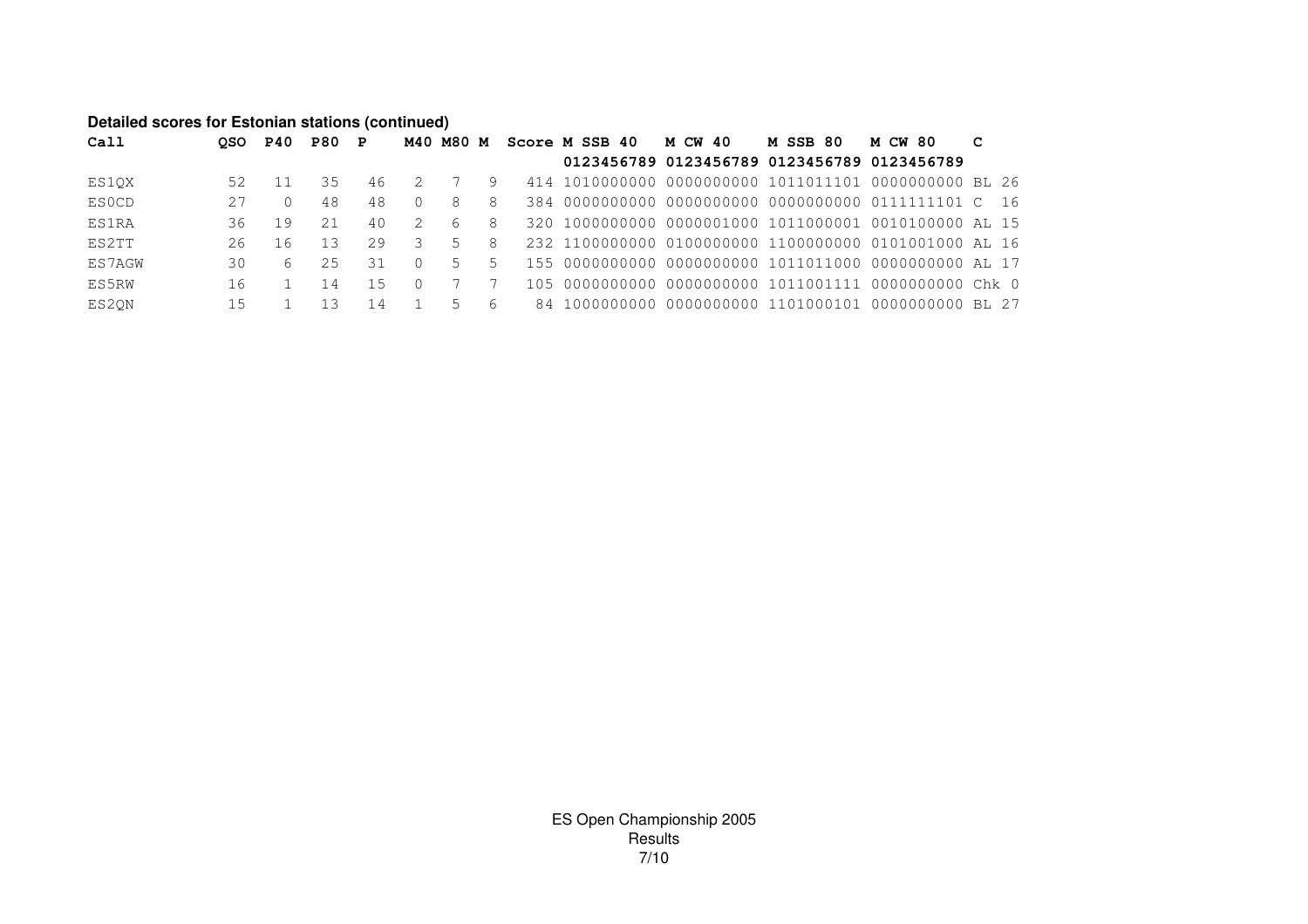**Detailed scores for Estonian stations (continued)**

| Call | QSO | P40 | P80 | P | M40 | M80 | M | Score | M SSB 40 | M CW 40 | M SSB 80 | M CW 80 | C |
|---|---|---|---|---|---|---|---|---|---|---|---|---|---|
| | | | | | | | | | 0123456789 | 0123456789 | 0123456789 | 0123456789 | |
| ES1QX | 52 | 11 | 35 | 46 | 2 | 7 | 9 | 414 | 1010000000 | 0000000000 | 1011011101 | 0000000000 | BL 26 |
| ES0CD | 27 | 0 | 48 | 48 | 0 | 8 | 8 | 384 | 0000000000 | 0000000000 | 0000000000 | 0111111101 | C 16 |
| ES1RA | 36 | 19 | 21 | 40 | 2 | 6 | 8 | 320 | 1000000000 | 0000001000 | 1011000001 | 0010100000 | AL 15 |
| ES2TT | 26 | 16 | 13 | 29 | 3 | 5 | 8 | 232 | 1100000000 | 0100000000 | 1100000000 | 0101001000 | AL 16 |
| ES7AGW | 30 | 6 | 25 | 31 | 0 | 5 | 5 | 155 | 0000000000 | 0000000000 | 1011011000 | 0000000000 | AL 17 |
| ES5RW | 16 | 1 | 14 | 15 | 0 | 7 | 7 | 105 | 0000000000 | 0000000000 | 1011001111 | 0000000000 | Chk 0 |
| ES2QN | 15 | 1 | 13 | 14 | 1 | 5 | 6 | 84 | 1000000000 | 0000000000 | 1101000101 | 0000000000 | BL 27 |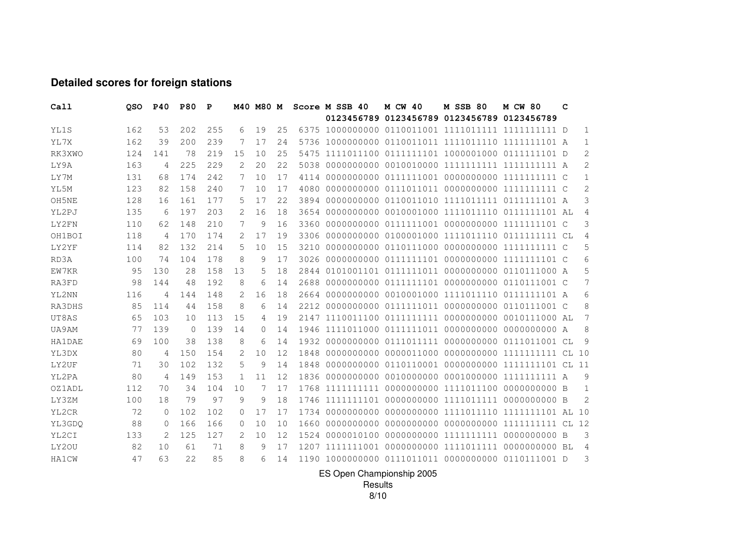## Detailed scores for foreign stations

| Call | QSO | P40 | P80 | P | M40 | M80 | M | Score | M SSB 40 | M CW 40 | M SSB 80 | M CW 80 | C | |
|---|---|---|---|---|---|---|---|---|---|---|---|---|---|---|
| | | | | | | | | | 0123456789 | 0123456789 | 0123456789 | 0123456789 | | |
| YL1S | 162 | 53 | 202 | 255 | 6 | 19 | 25 | 6375 | 1000000000 | 0110011001 | 1111011111 | 1111111111 | D | 1 |
| YL7X | 162 | 39 | 200 | 239 | 7 | 17 | 24 | 5736 | 1000000000 | 0110011011 | 1111011110 | 1111111101 | A | 1 |
| RK3XWO | 124 | 141 | 78 | 219 | 15 | 10 | 25 | 5475 | 1111011100 | 0111111101 | 1000001000 | 0111111101 | D | 2 |
| LY9A | 163 | 4 | 225 | 229 | 2 | 20 | 22 | 5038 | 0000000000 | 0010010000 | 1111111111 | 1111111111 | A | 2 |
| LY7M | 131 | 68 | 174 | 242 | 7 | 10 | 17 | 4114 | 0000000000 | 0111111001 | 0000000000 | 1111111111 | C | 1 |
| YL5M | 123 | 82 | 158 | 240 | 7 | 10 | 17 | 4080 | 0000000000 | 0111011011 | 0000000000 | 1111111111 | C | 2 |
| OH5NE | 128 | 16 | 161 | 177 | 5 | 17 | 22 | 3894 | 0000000000 | 0110011010 | 1111011111 | 0111111101 | A | 3 |
| YL2PJ | 135 | 6 | 197 | 203 | 2 | 16 | 18 | 3654 | 0000000000 | 0010001000 | 1111011110 | 0111111101 | AL | 4 |
| LY2FN | 110 | 62 | 148 | 210 | 7 | 9 | 16 | 3360 | 0000000000 | 0111111001 | 0000000000 | 1111111101 | C | 3 |
| OH1BOI | 118 | 4 | 170 | 174 | 2 | 17 | 19 | 3306 | 0000000000 | 0100001000 | 1111011110 | 0111111111 | CL | 4 |
| LY2YF | 114 | 82 | 132 | 214 | 5 | 10 | 15 | 3210 | 0000000000 | 0110111000 | 0000000000 | 1111111111 | C | 5 |
| RD3A | 100 | 74 | 104 | 178 | 8 | 9 | 17 | 3026 | 0000000000 | 0111111101 | 0000000000 | 1111111101 | C | 6 |
| EW7KR | 95 | 130 | 28 | 158 | 13 | 5 | 18 | 2844 | 0101001101 | 0111111011 | 0000000000 | 0110111000 | A | 5 |
| RA3FD | 98 | 144 | 48 | 192 | 8 | 6 | 14 | 2688 | 0000000000 | 0111111101 | 0000000000 | 0110111001 | C | 7 |
| YL2NN | 116 | 4 | 144 | 148 | 2 | 16 | 18 | 2664 | 0000000000 | 0010001000 | 1111011110 | 0111111101 | A | 6 |
| RA3DHS | 85 | 114 | 44 | 158 | 8 | 6 | 14 | 2212 | 0000000000 | 0111111011 | 0000000000 | 0110111001 | C | 8 |
| UT8AS | 65 | 103 | 10 | 113 | 15 | 4 | 19 | 2147 | 1110011100 | 0111111111 | 0000000000 | 0010111000 | AL | 7 |
| UA9AM | 77 | 139 | 0 | 139 | 14 | 0 | 14 | 1946 | 1111011000 | 0111111011 | 0000000000 | 0000000000 | A | 8 |
| HA1DAE | 69 | 100 | 38 | 138 | 8 | 6 | 14 | 1932 | 0000000000 | 0111011111 | 0000000000 | 0111011001 | CL | 9 |
| YL3DX | 80 | 4 | 150 | 154 | 2 | 10 | 12 | 1848 | 0000000000 | 0000011000 | 0000000000 | 1111111111 | CL | 10 |
| LY2UF | 71 | 30 | 102 | 132 | 5 | 9 | 14 | 1848 | 0000000000 | 0110110001 | 0000000000 | 1111111101 | CL | 11 |
| YL2PA | 80 | 4 | 149 | 153 | 1 | 11 | 12 | 1836 | 0000000000 | 0010000000 | 0001000000 | 1111111111 | A | 9 |
| OZ1ADL | 112 | 70 | 34 | 104 | 10 | 7 | 17 | 1768 | 1111111111 | 0000000000 | 1111011100 | 0000000000 | B | 1 |
| LY3ZM | 100 | 18 | 79 | 97 | 9 | 9 | 18 | 1746 | 1111111101 | 0000000000 | 1111011111 | 0000000000 | B | 2 |
| YL2CR | 72 | 0 | 102 | 102 | 0 | 17 | 17 | 1734 | 0000000000 | 0000000000 | 1111011110 | 1111111101 | AL | 10 |
| YL3GDQ | 88 | 0 | 166 | 166 | 0 | 10 | 10 | 1660 | 0000000000 | 0000000000 | 0000000000 | 1111111111 | CL | 12 |
| YL2CI | 133 | 2 | 125 | 127 | 2 | 10 | 12 | 1524 | 0000010100 | 0000000000 | 1111111111 | 0000000000 | B | 3 |
| LY2OU | 82 | 10 | 61 | 71 | 8 | 9 | 17 | 1207 | 1111111001 | 0000000000 | 1111011111 | 0000000000 | BL | 4 |
| HA1CW | 47 | 63 | 22 | 85 | 8 | 6 | 14 | 1190 | 1000000000 | 0111011011 | 0000000000 | 0110111001 | D | 3 |

ES Open Championship 2005

Results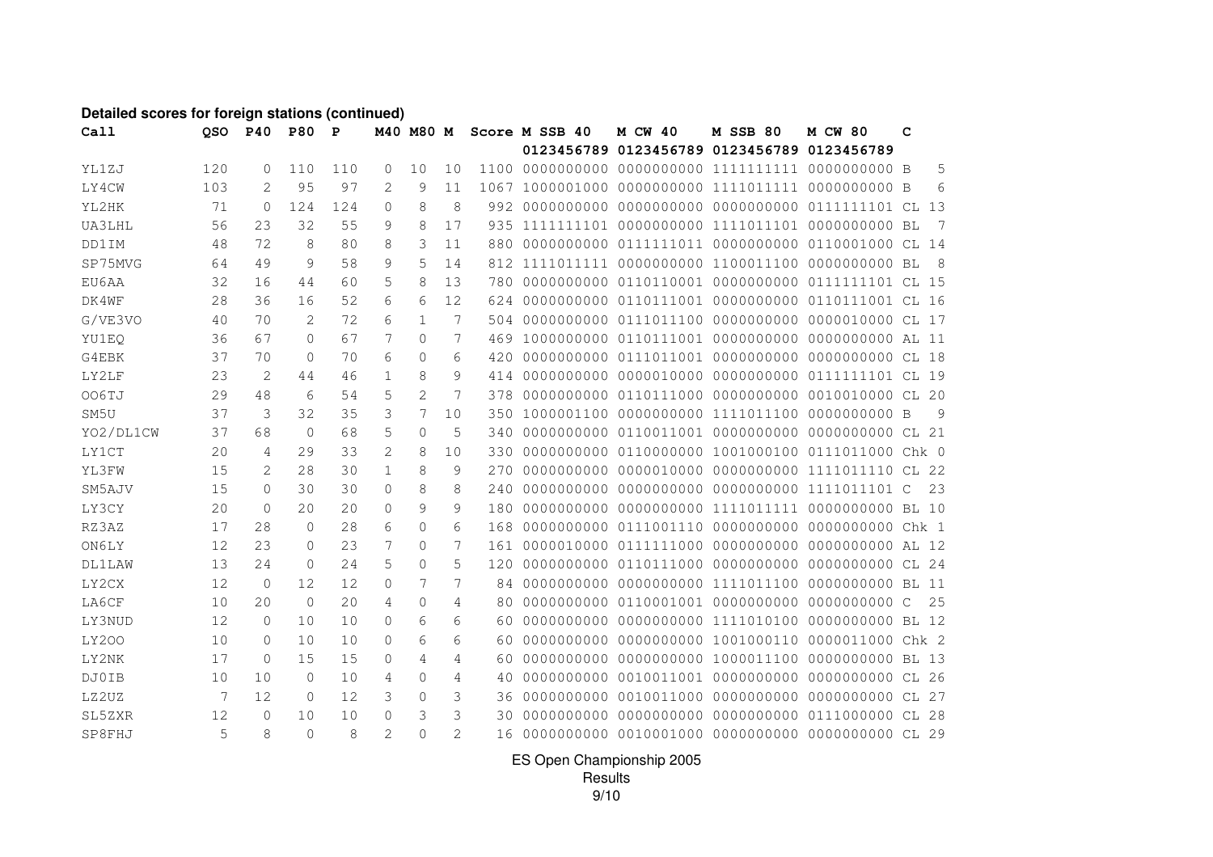**Detailed scores for foreign stations (continued)**

| Call | QSO | P40 | P80 | P | M40 | M80 | M | Score | M SSB 40 | M CW 40 | M SSB 80 | M CW 80 | C | |
|---|---|---|---|---|---|---|---|---|---|---|---|---|---|---|
| | | | | | | | | | 0123456789 | 0123456789 | 0123456789 | 0123456789 | | |
| YL1ZJ | 120 | 0 | 110 | 110 | 0 | 10 | 10 | 1100 | 0000000000 | 0000000000 | 1111111111 | 0000000000 | B | 5 |
| LY4CW | 103 | 2 | 95 | 97 | 2 | 9 | 11 | 1067 | 1000001000 | 0000000000 | 1111011111 | 0000000000 | B | 6 |
| YL2HK | 71 | 0 | 124 | 124 | 0 | 8 | 8 | 992 | 0000000000 | 0000000000 | 0000000000 | 0111111101 | CL | 13 |
| UA3LHL | 56 | 23 | 32 | 55 | 9 | 8 | 17 | 935 | 1111111101 | 0000000000 | 1111011101 | 0000000000 | BL | 7 |
| DD1IM | 48 | 72 | 8 | 80 | 8 | 3 | 11 | 880 | 0000000000 | 0111111011 | 0000000000 | 0110001000 | CL | 14 |
| SP75MVG | 64 | 49 | 9 | 58 | 9 | 5 | 14 | 812 | 1111011111 | 0000000000 | 1100011100 | 0000000000 | BL | 8 |
| EU6AA | 32 | 16 | 44 | 60 | 5 | 8 | 13 | 780 | 0000000000 | 0110110001 | 0000000000 | 0111111101 | CL | 15 |
| DK4WF | 28 | 36 | 16 | 52 | 6 | 6 | 12 | 624 | 0000000000 | 0110111001 | 0000000000 | 0110111001 | CL | 16 |
| G/VE3VO | 40 | 70 | 2 | 72 | 6 | 1 | 7 | 504 | 0000000000 | 0111011100 | 0000000000 | 0000010000 | CL | 17 |
| YU1EQ | 36 | 67 | 0 | 67 | 7 | 0 | 7 | 469 | 1000000000 | 0110111001 | 0000000000 | 0000000000 | AL | 11 |
| G4EBK | 37 | 70 | 0 | 70 | 6 | 0 | 6 | 420 | 0000000000 | 0111011001 | 0000000000 | 0000000000 | CL | 18 |
| LY2LF | 23 | 2 | 44 | 46 | 1 | 8 | 9 | 414 | 0000000000 | 0000010000 | 0000000000 | 0111111101 | CL | 19 |
| OO6TJ | 29 | 48 | 6 | 54 | 5 | 2 | 7 | 378 | 0000000000 | 0110111000 | 0000000000 | 0010010000 | CL | 20 |
| SM5U | 37 | 3 | 32 | 35 | 3 | 7 | 10 | 350 | 1000001100 | 0000000000 | 1111011100 | 0000000000 | B | 9 |
| YO2/DL1CW | 37 | 68 | 0 | 68 | 5 | 0 | 5 | 340 | 0000000000 | 0110011001 | 0000000000 | 0000000000 | CL | 21 |
| LY1CT | 20 | 4 | 29 | 33 | 2 | 8 | 10 | 330 | 0000000000 | 0110000000 | 1001000100 | 0111011000 | Chk | 0 |
| YL3FW | 15 | 2 | 28 | 30 | 1 | 8 | 9 | 270 | 0000000000 | 0000010000 | 0000000000 | 1111011110 | CL | 22 |
| SM5AJV | 15 | 0 | 30 | 30 | 0 | 8 | 8 | 240 | 0000000000 | 0000000000 | 0000000000 | 1111011101 | C | 23 |
| LY3CY | 20 | 0 | 20 | 20 | 0 | 9 | 9 | 180 | 0000000000 | 0000000000 | 1111011111 | 0000000000 | BL | 10 |
| RZ3AZ | 17 | 28 | 0 | 28 | 6 | 0 | 6 | 168 | 0000000000 | 0111001110 | 0000000000 | 0000000000 | Chk | 1 |
| ON6LY | 12 | 23 | 0 | 23 | 7 | 0 | 7 | 161 | 0000010000 | 0111111000 | 0000000000 | 0000000000 | AL | 12 |
| DL1LAW | 13 | 24 | 0 | 24 | 5 | 0 | 5 | 120 | 0000000000 | 0110111000 | 0000000000 | 0000000000 | CL | 24 |
| LY2CX | 12 | 0 | 12 | 12 | 0 | 7 | 7 | 84 | 0000000000 | 0000000000 | 1111011100 | 0000000000 | BL | 11 |
| LA6CF | 10 | 20 | 0 | 20 | 4 | 0 | 4 | 80 | 0000000000 | 0110001001 | 0000000000 | 0000000000 | C | 25 |
| LY3NUD | 12 | 0 | 10 | 10 | 0 | 6 | 6 | 60 | 0000000000 | 0000000000 | 1111010100 | 0000000000 | BL | 12 |
| LY2OO | 10 | 0 | 10 | 10 | 0 | 6 | 6 | 60 | 0000000000 | 0000000000 | 1001000110 | 0000011000 | Chk | 2 |
| LY2NK | 17 | 0 | 15 | 15 | 0 | 4 | 4 | 60 | 0000000000 | 0000000000 | 1000011100 | 0000000000 | BL | 13 |
| DJ0IB | 10 | 10 | 0 | 10 | 4 | 0 | 4 | 40 | 0000000000 | 0010011001 | 0000000000 | 0000000000 | CL | 26 |
| LZ2UZ | 7 | 12 | 0 | 12 | 3 | 0 | 3 | 36 | 0000000000 | 0010011000 | 0000000000 | 0000000000 | CL | 27 |
| SL5ZXR | 12 | 0 | 10 | 10 | 0 | 3 | 3 | 30 | 0000000000 | 0000000000 | 0000000000 | 0111000000 | CL | 28 |
| SP8FHJ | 5 | 8 | 0 | 8 | 2 | 0 | 2 | 16 | 0000000000 | 0010001000 | 0000000000 | 0000000000 | CL | 29 |

ES Open Championship 2005
Results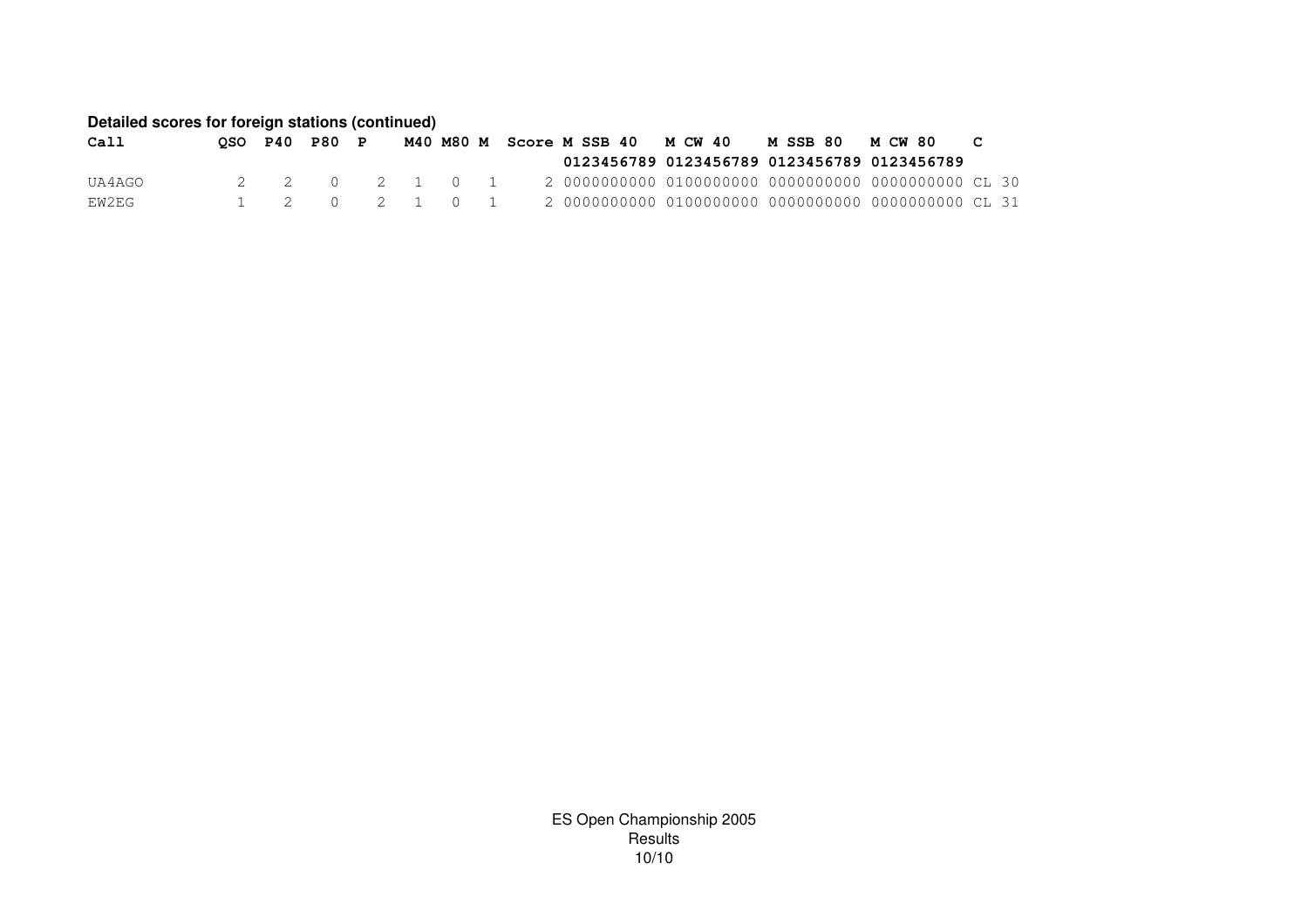**Detailed scores for foreign stations (continued)**

| Call | QSO | P40 | P80 | P | M40 | M80 | M | Score | M SSB 40 | M CW 40 | M SSB 80 | M CW 80 | C |
|---|---|---|---|---|---|---|---|---|---|---|---|---|---|
| | | | | | | | | | 0123456789 | 0123456789 | 0123456789 | 0123456789 | |
| UA4AGO | 2 | 2 | 0 | 2 | 1 | 0 | 1 | 2 | 0000000000 | 0100000000 | 0000000000 | 0000000000 | CL 30 |
| EW2EG | 1 | 2 | 0 | 2 | 1 | 0 | 1 | 2 | 0000000000 | 0100000000 | 0000000000 | 0000000000 | CL 31 |